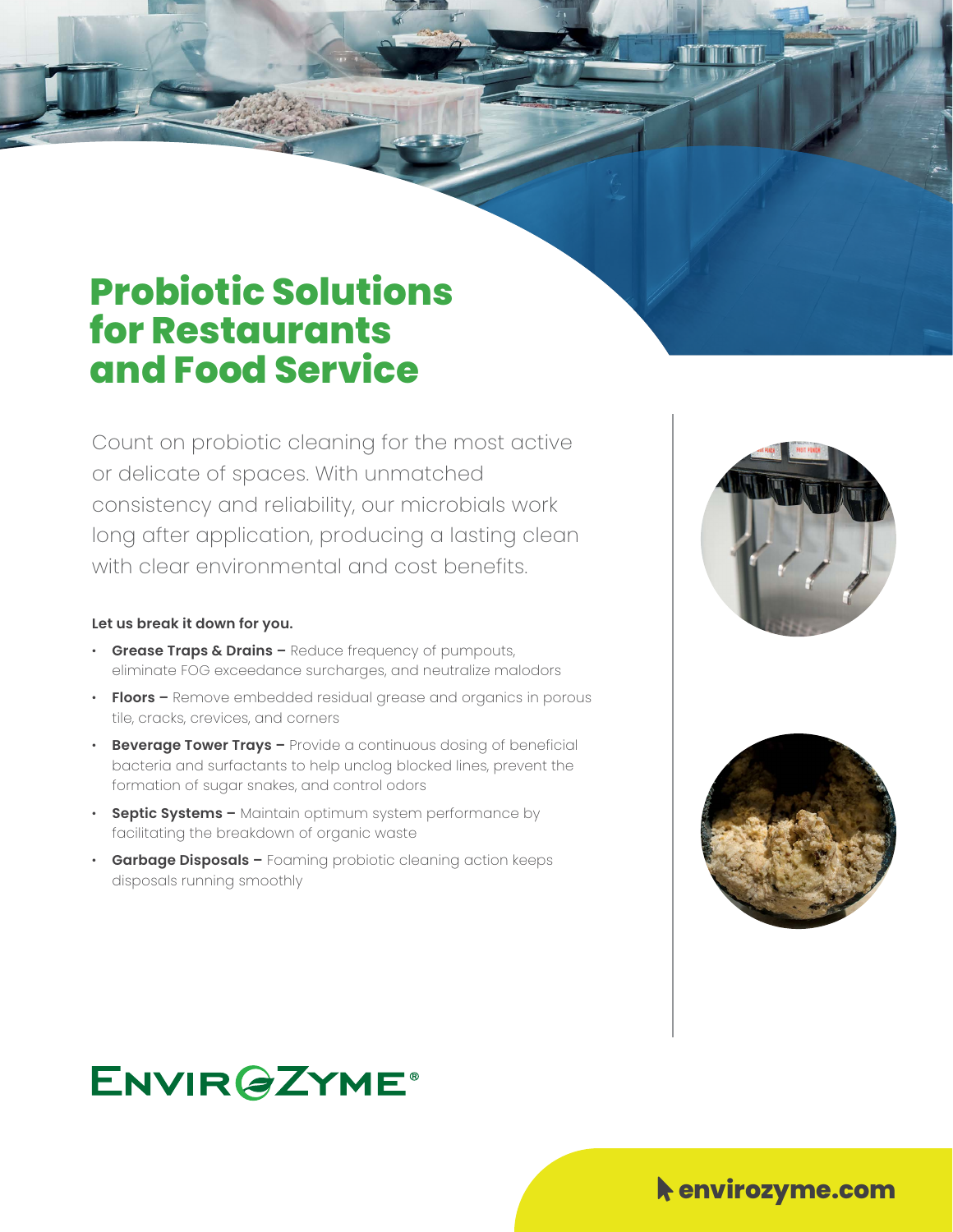# Probiotic Solutions for Restaurants and Food Service

Count on probiotic cleaning for the most active or delicate of spaces. With unmatched consistency and reliability, our microbials work long after application, producing a lasting clean with clear environmental and cost benefits.

**Let us break it down for you.**

- **Grease Traps & Drains –** Reduce frequency of pumpouts, eliminate FOG exceedance surcharges, and neutralize malodors
- **Floors –** Remove embedded residual grease and organics in porous tile, cracks, crevices, and corners
- **Beverage Tower Trays –** Provide a continuous dosing of beneficial bacteria and surfactants to help unclog blocked lines, prevent the formation of sugar snakes, and control odors
- **Septic Systems –** Maintain optimum system performance by facilitating the breakdown of organic waste
- **Garbage Disposals –** Foaming probiotic cleaning action keeps disposals running smoothly

ENVIROZYME®

envirozyme.com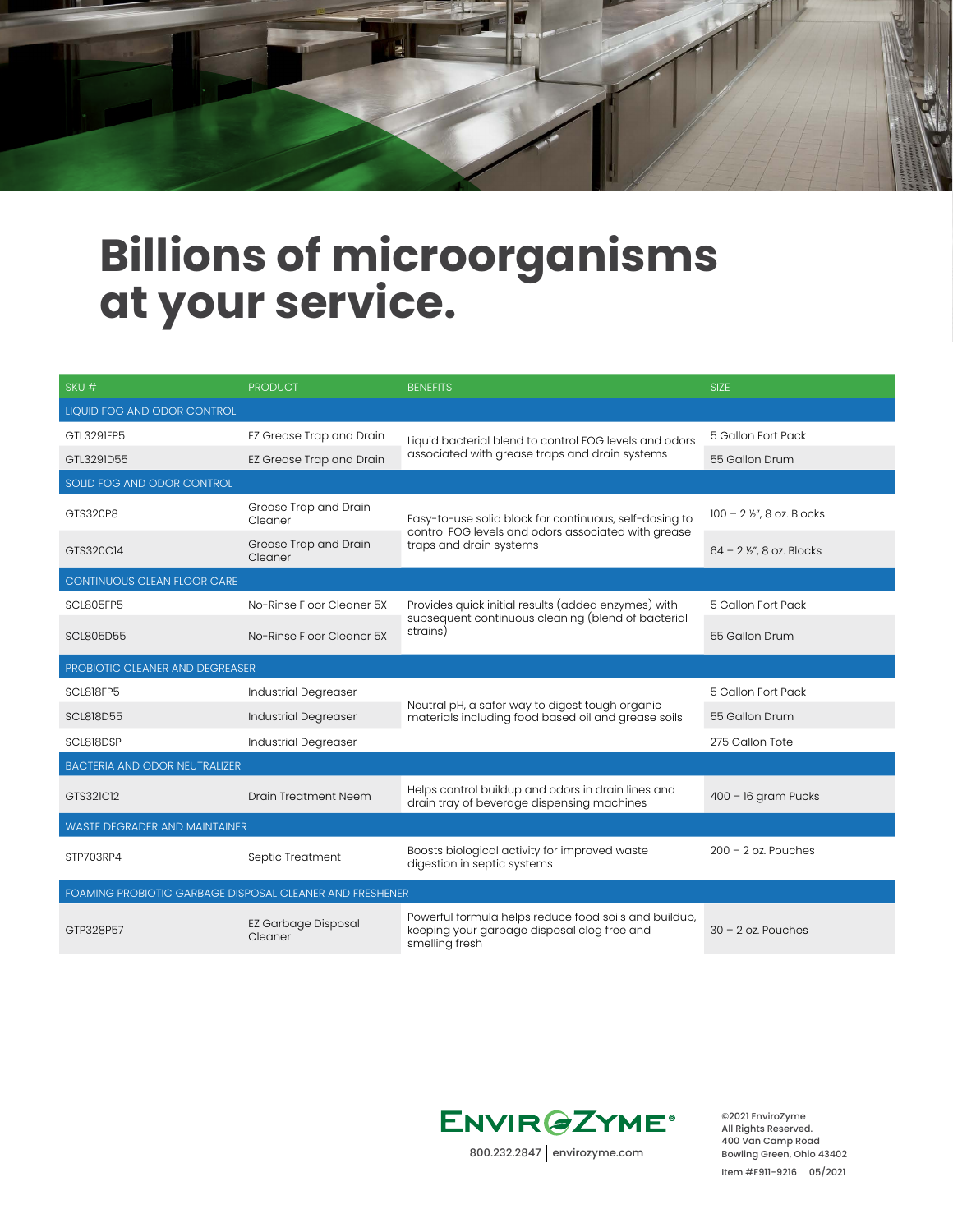# Billions of microorganisms at your service.

| SKU # | PRODUCT | BENEFITS | SIZE |
|---|---|---|---|
| LIQUID FOG AND ODOR CONTROL | | | |
| GTL3291FP5 | EZ Grease Trap and Drain | Liquid bacterial blend to control FOG levels and odors associated with grease traps and drain systems | 5 Gallon Fort Pack |
| GTL3291D55 | EZ Grease Trap and Drain | | 55 Gallon Drum |
| SOLID FOG AND ODOR CONTROL | | | |
| GTS320P8 | Grease Trap and Drain Cleaner | Easy-to-use solid block for continuous, self-dosing to control FOG levels and odors associated with grease traps and drain systems | 100 – 2 ½", 8 oz. Blocks |
| GTS320C14 | Grease Trap and Drain Cleaner | | 64 – 2 ½", 8 oz. Blocks |
| CONTINUOUS CLEAN FLOOR CARE | | | |
| SCL805FP5 | No-Rinse Floor Cleaner 5X | Provides quick initial results (added enzymes) with subsequent continuous cleaning (blend of bacterial strains) | 5 Gallon Fort Pack |
| SCL805D55 | No-Rinse Floor Cleaner 5X | | 55 Gallon Drum |
| PROBIOTIC CLEANER AND DEGREASER | | | |
| SCL818FP5 | Industrial Degreaser | Neutral pH, a safer way to digest tough organic materials including food based oil and grease soils | 5 Gallon Fort Pack |
| SCL818D55 | Industrial Degreaser | | 55 Gallon Drum |
| SCL818DSP | Industrial Degreaser | | 275 Gallon Tote |
| BACTERIA AND ODOR NEUTRALIZER | | | |
| GTS321C12 | Drain Treatment Neem | Helps control buildup and odors in drain lines and drain tray of beverage dispensing machines | 400 – 16 gram Pucks |
| WASTE DEGRADER AND MAINTAINER | | | |
| STP703RP4 | Septic Treatment | Boosts biological activity for improved waste digestion in septic systems | 200 – 2 oz. Pouches |
| FOAMING PROBIOTIC GARBAGE DISPOSAL CLEANER AND FRESHENER | | | |
| GTP328P57 | EZ Garbage Disposal Cleaner | Powerful formula helps reduce food soils and buildup, keeping your garbage disposal clog free and smelling fresh | 30 – 2 oz. Pouches |

ENVIROZYME®

800.232.2847 | envirozyme.com

©2021 EnviroZyme
All Rights Reserved.
400 Van Camp Road
Bowling Green, Ohio 43402

Item #E911-9216 05/2021